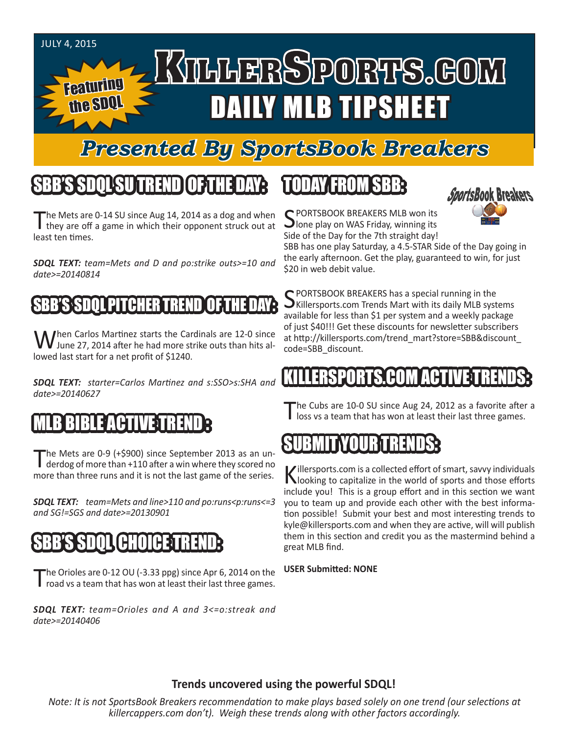JULY 4, 2015

Featuring the SDQL

# KILLERSPORTS.COM DAILY MLB TIPSHEET

## Presented By SportsBook Breakers

## SBB'S SDQL SU TREND OF THE DAY:

The Mets are 0-14 SU since Aug 14, 2014 as a dog and when they are off a game in which their opponent struck out at least ten times.

***SDQL TEXT:** team=Mets and D and po:strike outs>=10 and date>=20140814*

## SBB'S SDQL PITCHER TREND OF THE DAY:

When Carlos Martinez starts the Cardinals are 12-0 since June 27, 2014 after he had more strike outs than hits allowed last start for a net profit of $1240.

***SDQL TEXT:** starter=Carlos Martinez and s:SSO>s:SHA and date>=20140627*

## MLB BIBLE ACTIVE TREND :

The Mets are 0-9 (+$900) since September 2013 as an underdog of more than +110 after a win where they scored no more than three runs and it is not the last game of the series.

***SDQL TEXT:** team=Mets and line>110 and po:runs<p:runs<=3 and SG!=SGS and date>=20130901*

## SBB'S SDQL CHOICE TREND:

The Orioles are 0-12 OU (-3.33 ppg) since Apr 6, 2014 on the road vs a team that has won at least their last three games.

***SDQL TEXT:** team=Orioles and A and 3<=o:streak and date>=20140406*

## TODAY FROM SBB:

SportsBook Breakers

SPORTSBOOK BREAKERS MLB won its lone play on WAS Friday, winning its Side of the Day for the 7th straight day! SBB has one play Saturday, a 4.5-STAR Side of the Day going in the early afternoon. Get the play, guaranteed to win, for just $20 in web debit value.

SPORTSBOOK BREAKERS has a special running in the Killersports.com Trends Mart with its daily MLB systems available for less than $1 per system and a weekly package of just $40!!! Get these discounts for newsletter subscribers at http://killersports.com/trend_mart?store=SBB&discount_code=SBB_discount.

## KILLERSPORTS.COM ACTIVE TRENDS:

The Cubs are 10-0 SU since Aug 24, 2012 as a favorite after a loss vs a team that has won at least their last three games.

## SUBMIT YOUR TRENDS:

Killersports.com is a collected effort of smart, savvy individuals looking to capitalize in the world of sports and those efforts include you! This is a group effort and in this section we want you to team up and provide each other with the best information possible! Submit your best and most interesting trends to kyle@killersports.com and when they are active, will will publish them in this section and credit you as the mastermind behind a great MLB find.

**USER Submitted: NONE**

**Trends uncovered using the powerful SDQL!**

*Note: It is not SportsBook Breakers recommendation to make plays based solely on one trend (our selections at killercappers.com don't). Weigh these trends along with other factors accordingly.*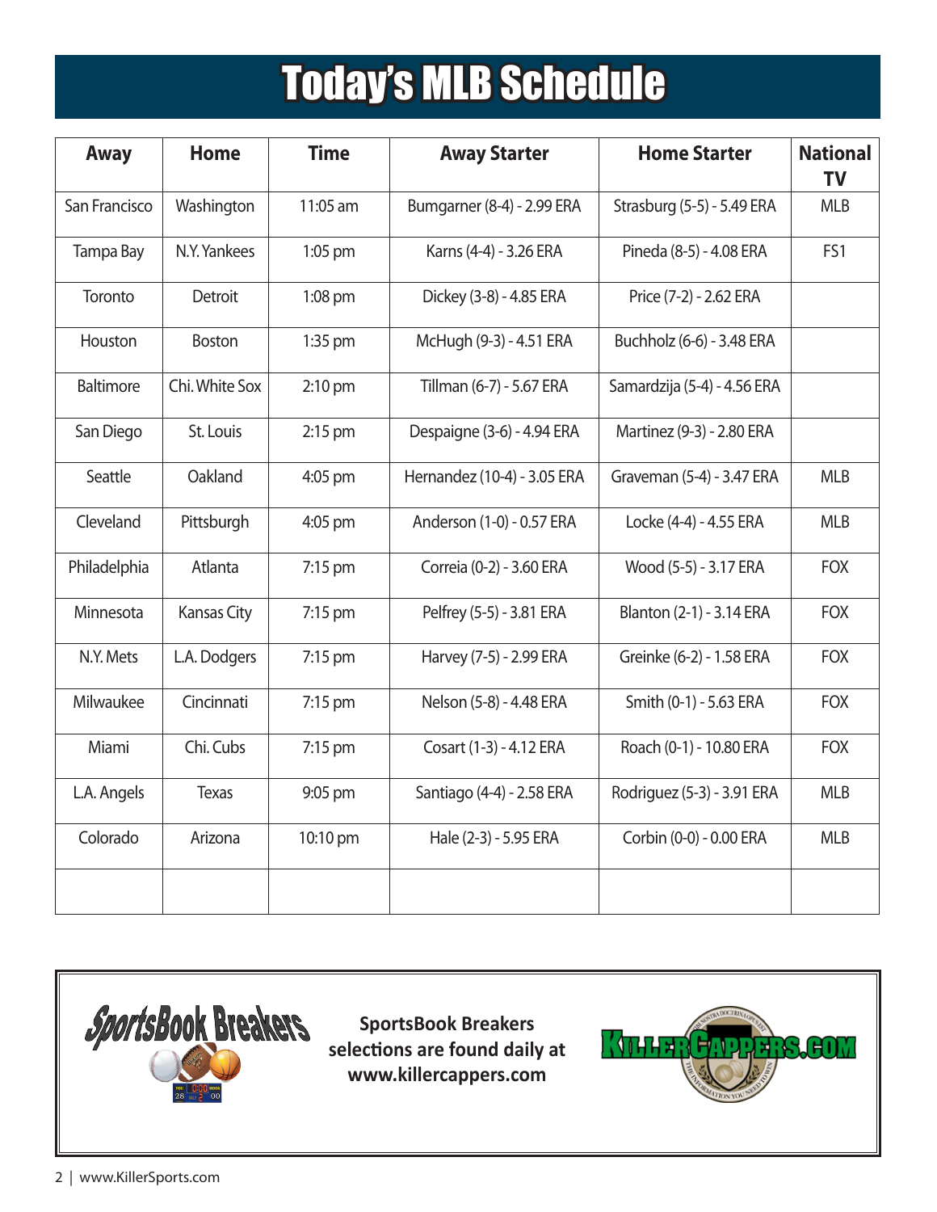# Today's MLB Schedule

| Away | Home | Time | Away Starter | Home Starter | National TV |
|---|---|---|---|---|---|
| San Francisco | Washington | 11:05 am | Bumgarner (8-4) - 2.99 ERA | Strasburg (5-5) - 5.49 ERA | MLB |
| Tampa Bay | N.Y. Yankees | 1:05 pm | Karns (4-4) - 3.26 ERA | Pineda (8-5) - 4.08 ERA | FS1 |
| Toronto | Detroit | 1:08 pm | Dickey (3-8) - 4.85 ERA | Price (7-2) - 2.62 ERA | |
| Houston | Boston | 1:35 pm | McHugh (9-3) - 4.51 ERA | Buchholz (6-6) - 3.48 ERA | |
| Baltimore | Chi. White Sox | 2:10 pm | Tillman (6-7) - 5.67 ERA | Samardzija (5-4) - 4.56 ERA | |
| San Diego | St. Louis | 2:15 pm | Despaigne (3-6) - 4.94 ERA | Martinez (9-3) - 2.80 ERA | |
| Seattle | Oakland | 4:05 pm | Hernandez (10-4) - 3.05 ERA | Graveman (5-4) - 3.47 ERA | MLB |
| Cleveland | Pittsburgh | 4:05 pm | Anderson (1-0) - 0.57 ERA | Locke (4-4) - 4.55 ERA | MLB |
| Philadelphia | Atlanta | 7:15 pm | Correia (0-2) - 3.60 ERA | Wood (5-5) - 3.17 ERA | FOX |
| Minnesota | Kansas City | 7:15 pm | Pelfrey (5-5) - 3.81 ERA | Blanton (2-1) - 3.14 ERA | FOX |
| N.Y. Mets | L.A. Dodgers | 7:15 pm | Harvey (7-5) - 2.99 ERA | Greinke (6-2) - 1.58 ERA | FOX |
| Milwaukee | Cincinnati | 7:15 pm | Nelson (5-8) - 4.48 ERA | Smith (0-1) - 5.63 ERA | FOX |
| Miami | Chi. Cubs | 7:15 pm | Cosart (1-3) - 4.12 ERA | Roach (0-1) - 10.80 ERA | FOX |
| L.A. Angels | Texas | 9:05 pm | Santiago (4-4) - 2.58 ERA | Rodriguez (5-3) - 3.91 ERA | MLB |
| Colorado | Arizona | 10:10 pm | Hale (2-3) - 5.95 ERA | Corbin (0-0) - 0.00 ERA | MLB |
| | | | | | |

SportsBook Breakers

**SportsBook Breakers selections are found daily at www.killercappers.com**

KILLERCAPPERS.COM